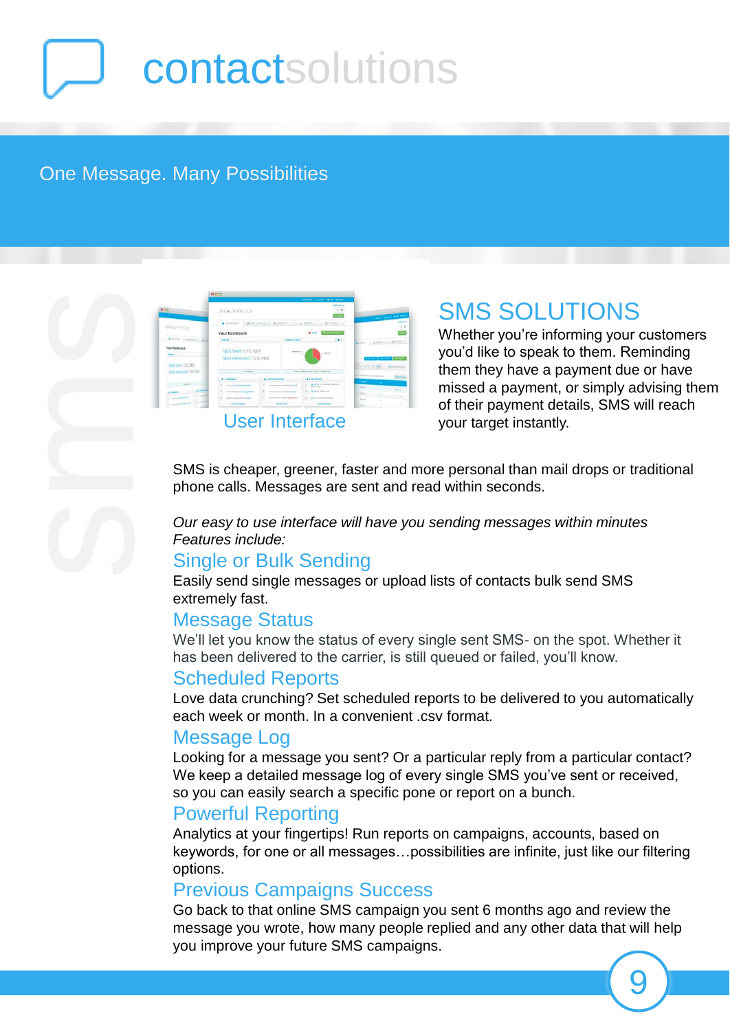# contactsolutions

One Message. Many Possibilities

sms

User Interface

## SMS SOLUTIONS

Whether you're informing your customers you'd like to speak to them. Reminding them they have a payment due or have missed a payment, or simply advising them of their payment details, SMS will reach your target instantly.

SMS is cheaper, greener, faster and more personal than mail drops or traditional phone calls. Messages are sent and read within seconds.

*Our easy to use interface will have you sending messages within minutes Features include:*

### Single or Bulk Sending

Easily send single messages or upload lists of contacts bulk send SMS extremely fast.

### Message Status

We'll let you know the status of every single sent SMS- on the spot. Whether it has been delivered to the carrier, is still queued or failed, you'll know.

### Scheduled Reports

Love data crunching? Set scheduled reports to be delivered to you automatically each week or month. In a convenient .csv format.

### Message Log

Looking for a message you sent? Or a particular reply from a particular contact? We keep a detailed message log of every single SMS you've sent or received, so you can easily search a specific pone or report on a bunch.

### Powerful Reporting

Analytics at your fingertips! Run reports on campaigns, accounts, based on keywords, for one or all messages…possibilities are infinite, just like our filtering options.

### Previous Campaigns Success

Go back to that online SMS campaign you sent 6 months ago and review the message you wrote, how many people replied and any other data that will help you improve your future SMS campaigns.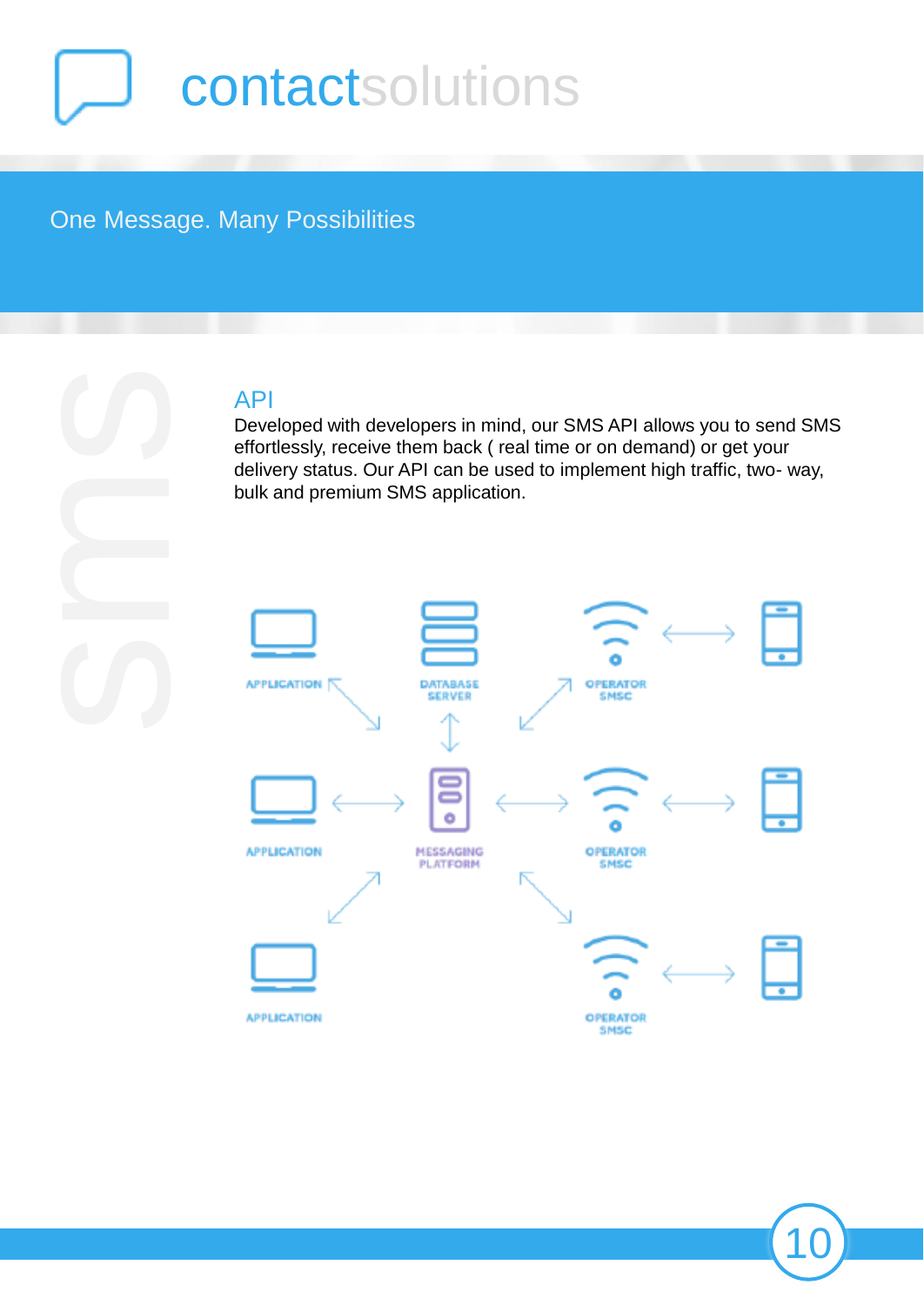# contactsolutions

One Message. Many Possibilities

sms

## API

Developed with developers in mind, our SMS API allows you to send SMS effortlessly, receive them back ( real time or on demand) or get your delivery status. Our API can be used to implement high traffic, two- way, bulk and premium SMS application.

APPLICATION

DATABASE SERVER

OPERATOR SMSC

APPLICATION

MESSAGING PLATFORM

OPERATOR SMSC

APPLICATION

OPERATOR SMSC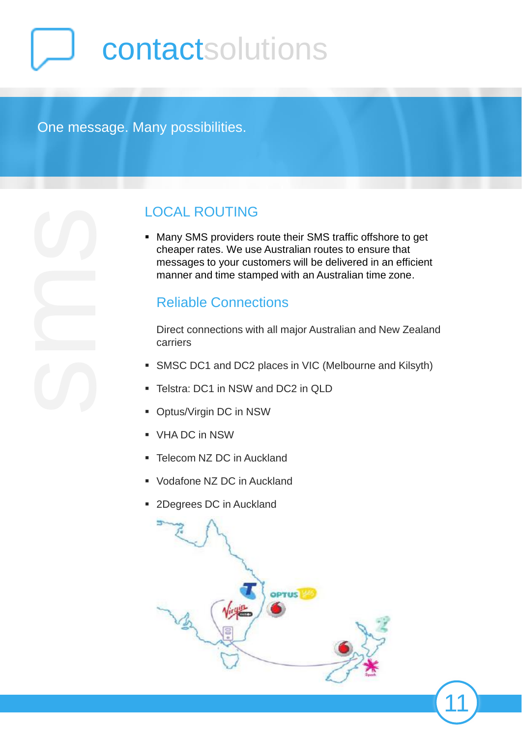# contactsolutions

One message. Many possibilities.

sms

## LOCAL ROUTING

- Many SMS providers route their SMS traffic offshore to get cheaper rates. We use Australian routes to ensure that messages to your customers will be delivered in an efficient manner and time stamped with an Australian time zone.

### Reliable Connections

Direct connections with all major Australian and New Zealand carriers

- SMSC DC1 and DC2 places in VIC (Melbourne and Kilsyth)
- Telstra: DC1 in NSW and DC2 in QLD
- Optus/Virgin DC in NSW
- VHA DC in NSW
- Telecom NZ DC in Auckland
- Vodafone NZ DC in Auckland
- 2Degrees DC in Auckland